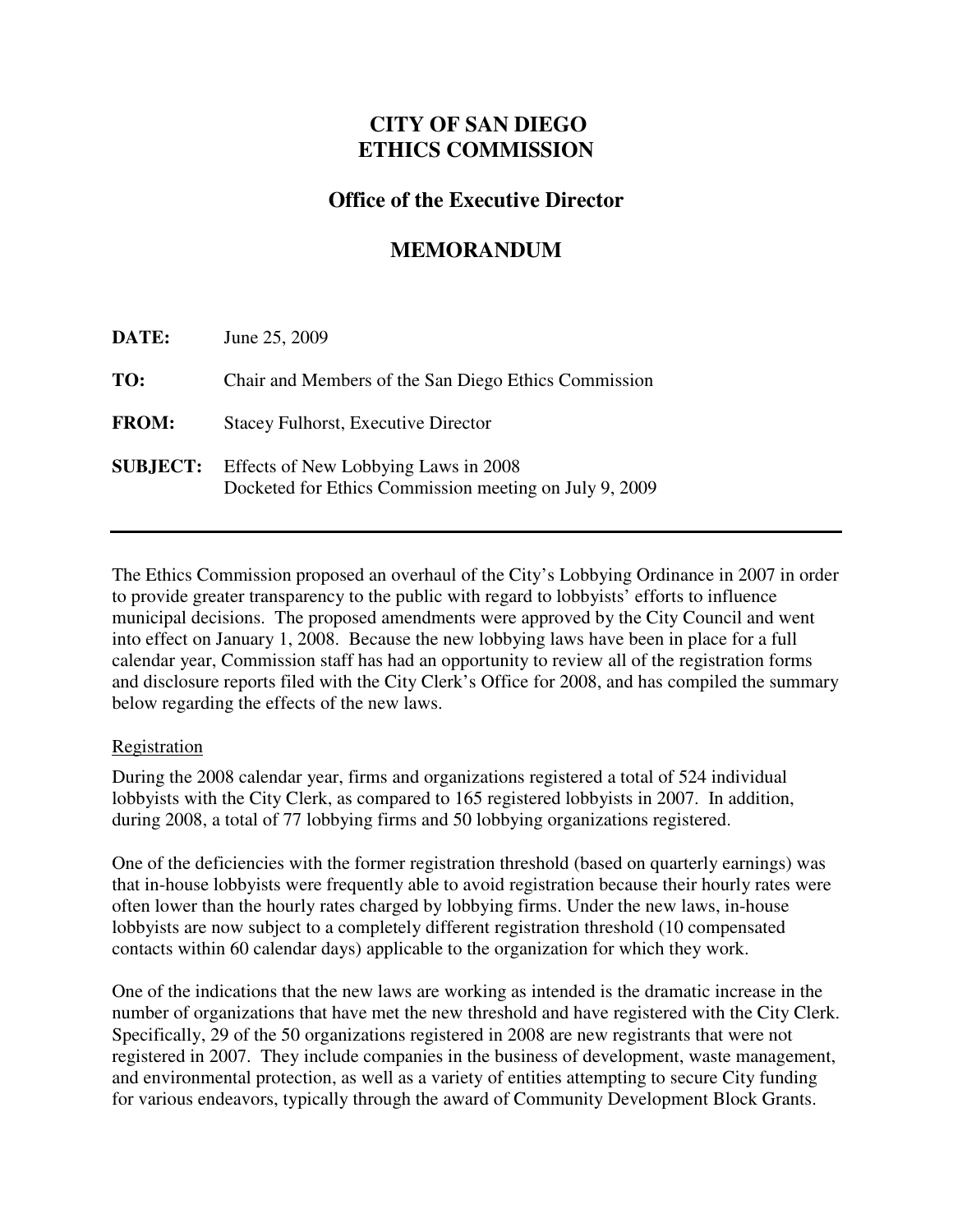# CITY OF SAN DIEGO
# ETHICS COMMISSION

## Office of the Executive Director

## MEMORANDUM

**DATE:** June 25, 2009

**TO:** Chair and Members of the San Diego Ethics Commission

**FROM:** Stacey Fulhorst, Executive Director

**SUBJECT:** Effects of New Lobbying Laws in 2008
Docketed for Ethics Commission meeting on July 9, 2009

---

The Ethics Commission proposed an overhaul of the City's Lobbying Ordinance in 2007 in order to provide greater transparency to the public with regard to lobbyists' efforts to influence municipal decisions. The proposed amendments were approved by the City Council and went into effect on January 1, 2008. Because the new lobbying laws have been in place for a full calendar year, Commission staff has had an opportunity to review all of the registration forms and disclosure reports filed with the City Clerk's Office for 2008, and has compiled the summary below regarding the effects of the new laws.

Registration

During the 2008 calendar year, firms and organizations registered a total of 524 individual lobbyists with the City Clerk, as compared to 165 registered lobbyists in 2007. In addition, during 2008, a total of 77 lobbying firms and 50 lobbying organizations registered.

One of the deficiencies with the former registration threshold (based on quarterly earnings) was that in-house lobbyists were frequently able to avoid registration because their hourly rates were often lower than the hourly rates charged by lobbying firms. Under the new laws, in-house lobbyists are now subject to a completely different registration threshold (10 compensated contacts within 60 calendar days) applicable to the organization for which they work.

One of the indications that the new laws are working as intended is the dramatic increase in the number of organizations that have met the new threshold and have registered with the City Clerk. Specifically, 29 of the 50 organizations registered in 2008 are new registrants that were not registered in 2007. They include companies in the business of development, waste management, and environmental protection, as well as a variety of entities attempting to secure City funding for various endeavors, typically through the award of Community Development Block Grants.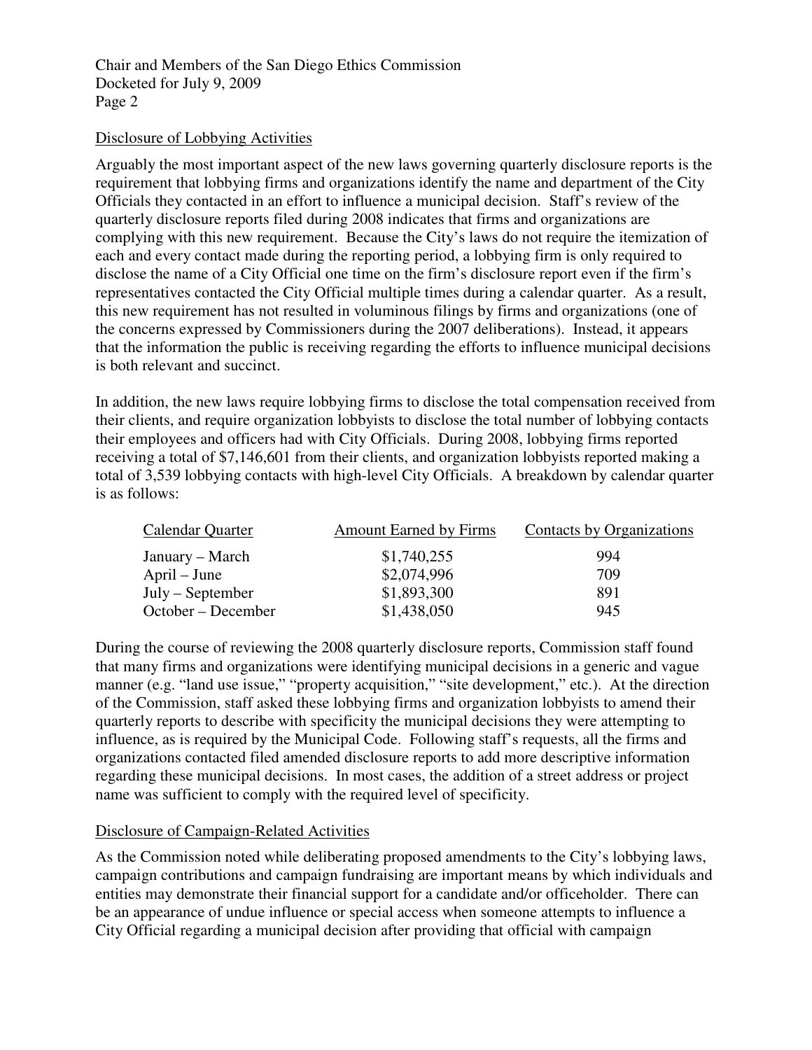## Disclosure of Lobbying Activities

Arguably the most important aspect of the new laws governing quarterly disclosure reports is the requirement that lobbying firms and organizations identify the name and department of the City Officials they contacted in an effort to influence a municipal decision. Staff's review of the quarterly disclosure reports filed during 2008 indicates that firms and organizations are complying with this new requirement. Because the City's laws do not require the itemization of each and every contact made during the reporting period, a lobbying firm is only required to disclose the name of a City Official one time on the firm's disclosure report even if the firm's representatives contacted the City Official multiple times during a calendar quarter. As a result, this new requirement has not resulted in voluminous filings by firms and organizations (one of the concerns expressed by Commissioners during the 2007 deliberations). Instead, it appears that the information the public is receiving regarding the efforts to influence municipal decisions is both relevant and succinct.

In addition, the new laws require lobbying firms to disclose the total compensation received from their clients, and require organization lobbyists to disclose the total number of lobbying contacts their employees and officers had with City Officials. During 2008, lobbying firms reported receiving a total of $7,146,601 from their clients, and organization lobbyists reported making a total of 3,539 lobbying contacts with high-level City Officials. A breakdown by calendar quarter is as follows:

| Calendar Quarter | Amount Earned by Firms | Contacts by Organizations |
|---|---|---|
| January – March | $1,740,255 | 994 |
| April – June | $2,074,996 | 709 |
| July – September | $1,893,300 | 891 |
| October – December | $1,438,050 | 945 |

During the course of reviewing the 2008 quarterly disclosure reports, Commission staff found that many firms and organizations were identifying municipal decisions in a generic and vague manner (e.g. "land use issue," "property acquisition," "site development," etc.). At the direction of the Commission, staff asked these lobbying firms and organization lobbyists to amend their quarterly reports to describe with specificity the municipal decisions they were attempting to influence, as is required by the Municipal Code. Following staff's requests, all the firms and organizations contacted filed amended disclosure reports to add more descriptive information regarding these municipal decisions. In most cases, the addition of a street address or project name was sufficient to comply with the required level of specificity.

## Disclosure of Campaign-Related Activities

As the Commission noted while deliberating proposed amendments to the City's lobbying laws, campaign contributions and campaign fundraising are important means by which individuals and entities may demonstrate their financial support for a candidate and/or officeholder. There can be an appearance of undue influence or special access when someone attempts to influence a City Official regarding a municipal decision after providing that official with campaign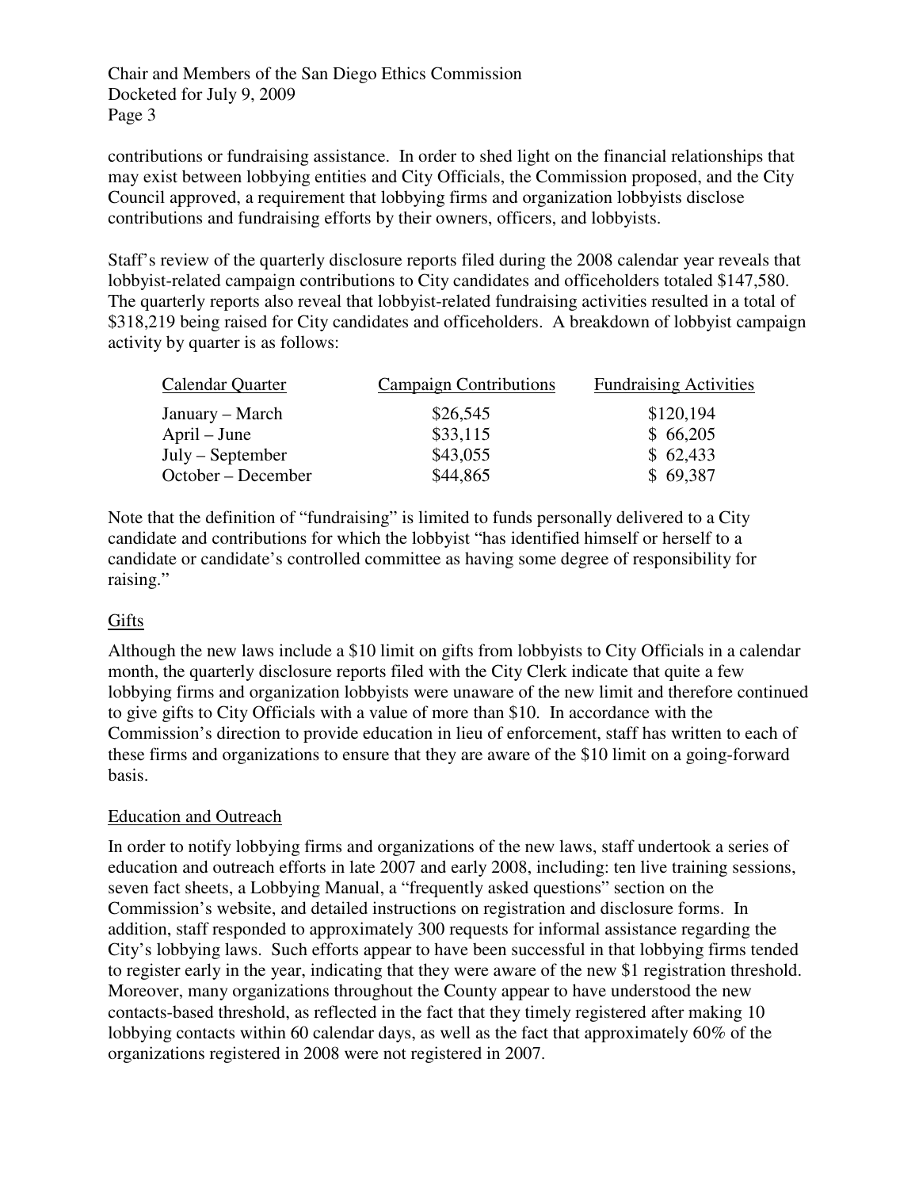contributions or fundraising assistance. In order to shed light on the financial relationships that may exist between lobbying entities and City Officials, the Commission proposed, and the City Council approved, a requirement that lobbying firms and organization lobbyists disclose contributions and fundraising efforts by their owners, officers, and lobbyists.

Staff's review of the quarterly disclosure reports filed during the 2008 calendar year reveals that lobbyist-related campaign contributions to City candidates and officeholders totaled $147,580. The quarterly reports also reveal that lobbyist-related fundraising activities resulted in a total of $318,219 being raised for City candidates and officeholders. A breakdown of lobbyist campaign activity by quarter is as follows:

| Calendar Quarter | Campaign Contributions | Fundraising Activities |
|---|---|---|
| January – March | $26,545 | $120,194 |
| April – June | $33,115 | $ 66,205 |
| July – September | $43,055 | $ 62,433 |
| October – December | $44,865 | $ 69,387 |

Note that the definition of "fundraising" is limited to funds personally delivered to a City candidate and contributions for which the lobbyist "has identified himself or herself to a candidate or candidate's controlled committee as having some degree of responsibility for raising."

## Gifts

Although the new laws include a $10 limit on gifts from lobbyists to City Officials in a calendar month, the quarterly disclosure reports filed with the City Clerk indicate that quite a few lobbying firms and organization lobbyists were unaware of the new limit and therefore continued to give gifts to City Officials with a value of more than $10. In accordance with the Commission's direction to provide education in lieu of enforcement, staff has written to each of these firms and organizations to ensure that they are aware of the $10 limit on a going-forward basis.

## Education and Outreach

In order to notify lobbying firms and organizations of the new laws, staff undertook a series of education and outreach efforts in late 2007 and early 2008, including: ten live training sessions, seven fact sheets, a Lobbying Manual, a "frequently asked questions" section on the Commission's website, and detailed instructions on registration and disclosure forms. In addition, staff responded to approximately 300 requests for informal assistance regarding the City's lobbying laws. Such efforts appear to have been successful in that lobbying firms tended to register early in the year, indicating that they were aware of the new $1 registration threshold. Moreover, many organizations throughout the County appear to have understood the new contacts-based threshold, as reflected in the fact that they timely registered after making 10 lobbying contacts within 60 calendar days, as well as the fact that approximately 60% of the organizations registered in 2008 were not registered in 2007.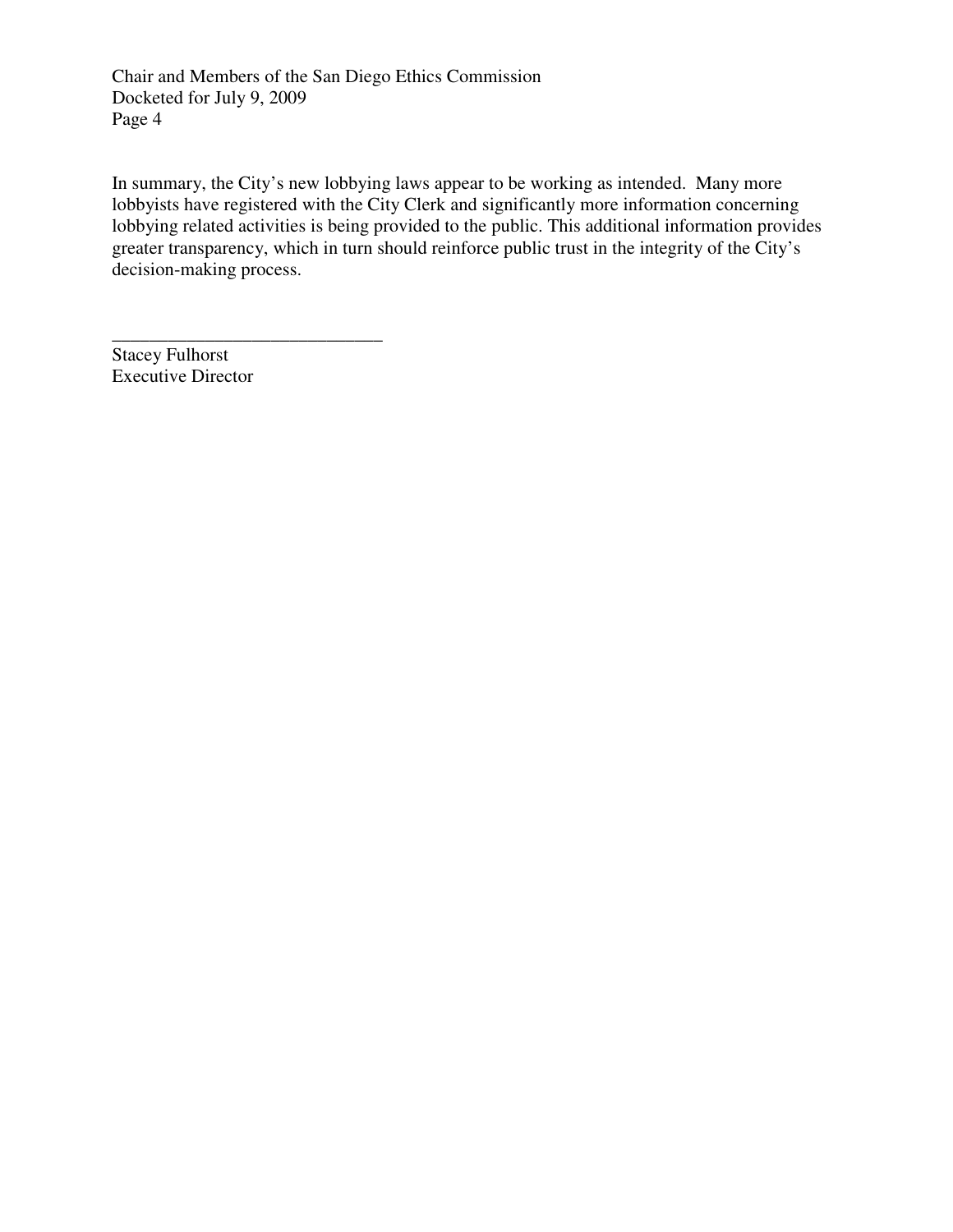In summary, the City's new lobbying laws appear to be working as intended. Many more lobbyists have registered with the City Clerk and significantly more information concerning lobbying related activities is being provided to the public. This additional information provides greater transparency, which in turn should reinforce public trust in the integrity of the City's decision-making process.

\_\_\_\_\_\_\_\_\_\_\_\_\_\_\_\_\_\_\_\_\_\_\_\_\_\_\_\_\_\_

Stacey Fulhorst
Executive Director